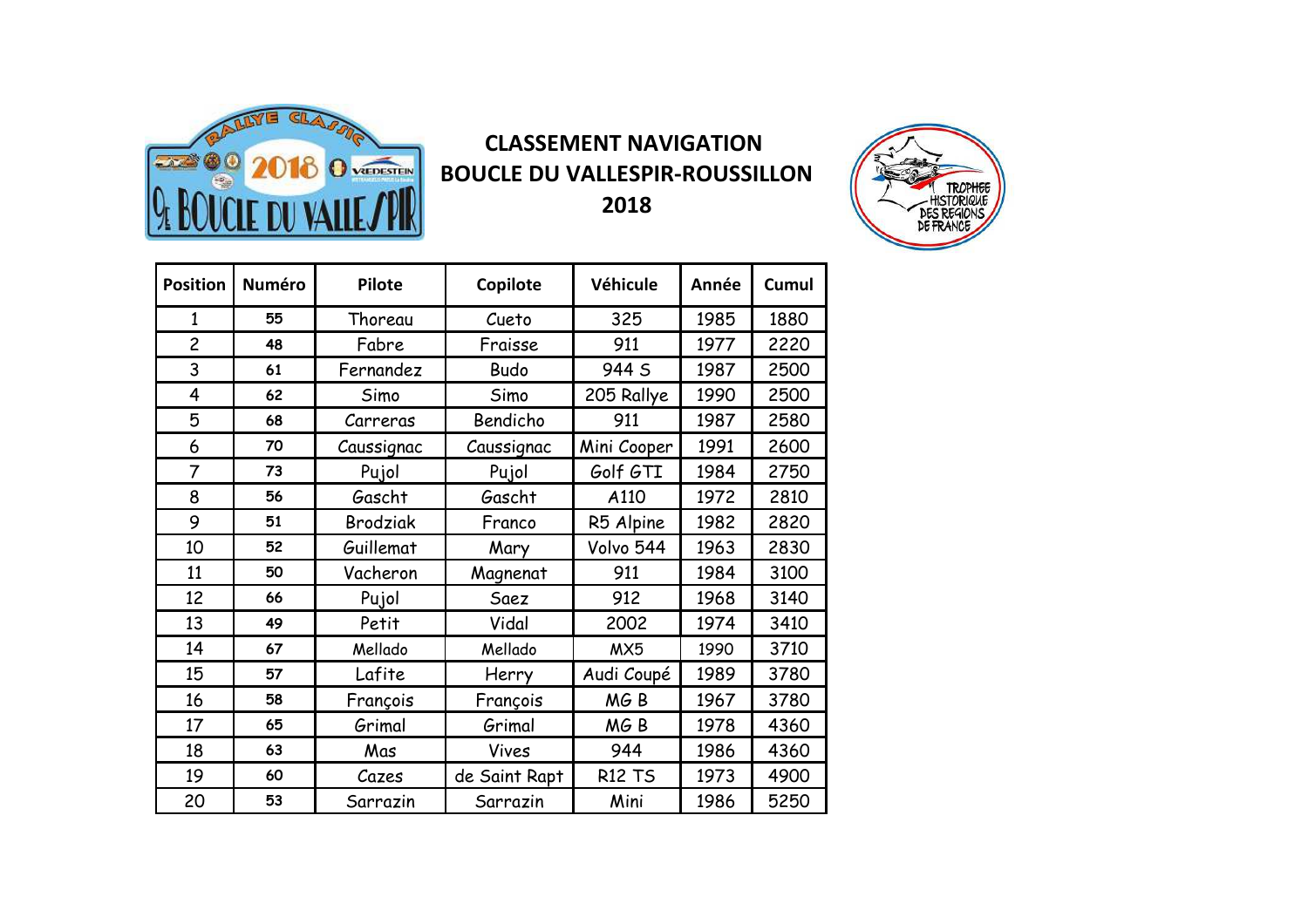# CLASSEMENT NAVIGATION
## BOUCLE DU VALLESPIR-ROUSSILLON
## 2018

| Position | Numéro | Pilote | Copilote | Véhicule | Année | Cumul |
|---|---|---|---|---|---|---|
| 1 | 55 | Thoreau | Cueto | 325 | 1985 | 1880 |
| 2 | 48 | Fabre | Fraisse | 911 | 1977 | 2220 |
| 3 | 61 | Fernandez | Budo | 944 S | 1987 | 2500 |
| 4 | 62 | Simo | Simo | 205 Rallye | 1990 | 2500 |
| 5 | 68 | Carreras | Bendicho | 911 | 1987 | 2580 |
| 6 | 70 | Caussignac | Caussignac | Mini Cooper | 1991 | 2600 |
| 7 | 73 | Pujol | Pujol | Golf GTI | 1984 | 2750 |
| 8 | 56 | Gascht | Gascht | A110 | 1972 | 2810 |
| 9 | 51 | Brodziak | Franco | R5 Alpine | 1982 | 2820 |
| 10 | 52 | Guillemat | Mary | Volvo 544 | 1963 | 2830 |
| 11 | 50 | Vacheron | Magnenat | 911 | 1984 | 3100 |
| 12 | 66 | Pujol | Saez | 912 | 1968 | 3140 |
| 13 | 49 | Petit | Vidal | 2002 | 1974 | 3410 |
| 14 | 67 | Mellado | Mellado | MX5 | 1990 | 3710 |
| 15 | 57 | Lafite | Herry | Audi Coupé | 1989 | 3780 |
| 16 | 58 | François | François | MG B | 1967 | 3780 |
| 17 | 65 | Grimal | Grimal | MG B | 1978 | 4360 |
| 18 | 63 | Mas | Vives | 944 | 1986 | 4360 |
| 19 | 60 | Cazes | de Saint Rapt | R12 TS | 1973 | 4900 |
| 20 | 53 | Sarrazin | Sarrazin | Mini | 1986 | 5250 |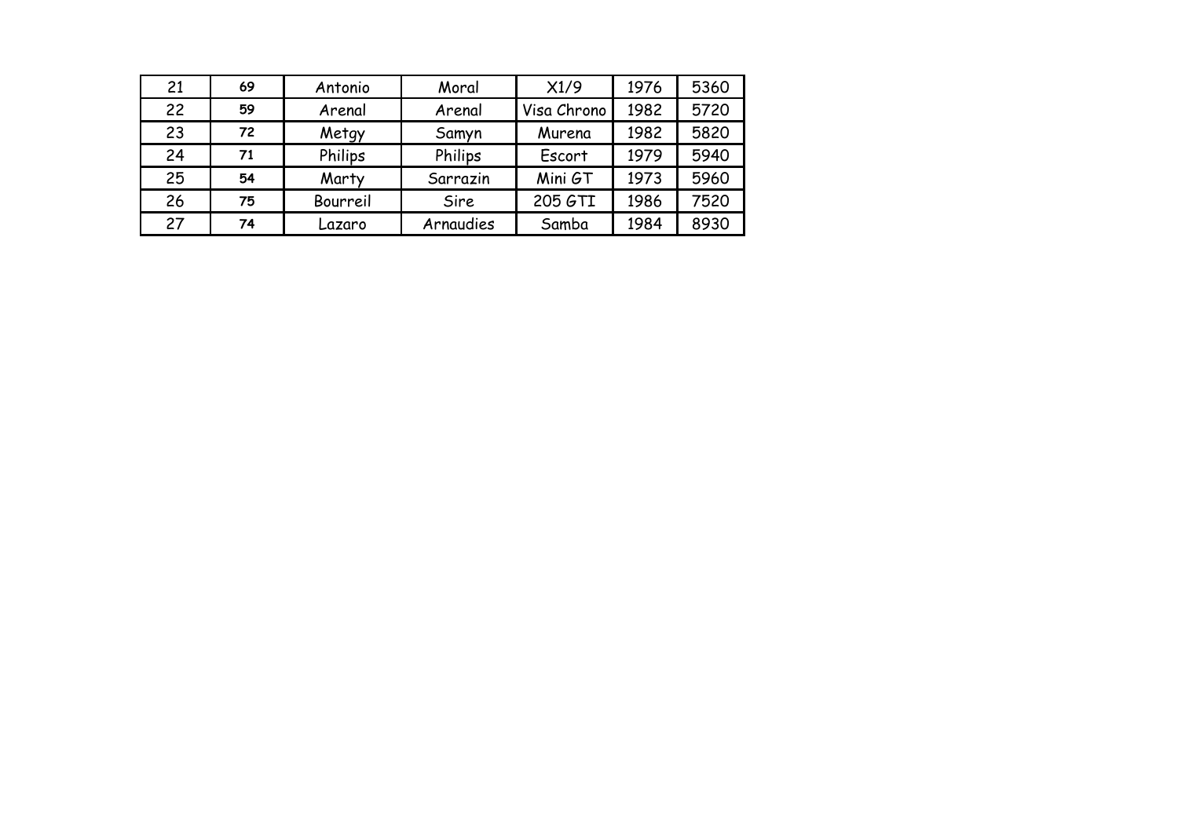| | | | | | | |
|---|---|---|---|---|---|---|
| 21 | **69** | Antonio | Moral | X1/9 | 1976 | 5360 |
| 22 | **59** | Arenal | Arenal | Visa Chrono | 1982 | 5720 |
| 23 | **72** | Metgy | Samyn | Murena | 1982 | 5820 |
| 24 | **71** | Philips | Philips | Escort | 1979 | 5940 |
| 25 | **54** | Marty | Sarrazin | Mini GT | 1973 | 5960 |
| 26 | **75** | Bourreil | Sire | 205 GTI | 1986 | 7520 |
| 27 | **74** | Lazaro | Arnaudies | Samba | 1984 | 8930 |